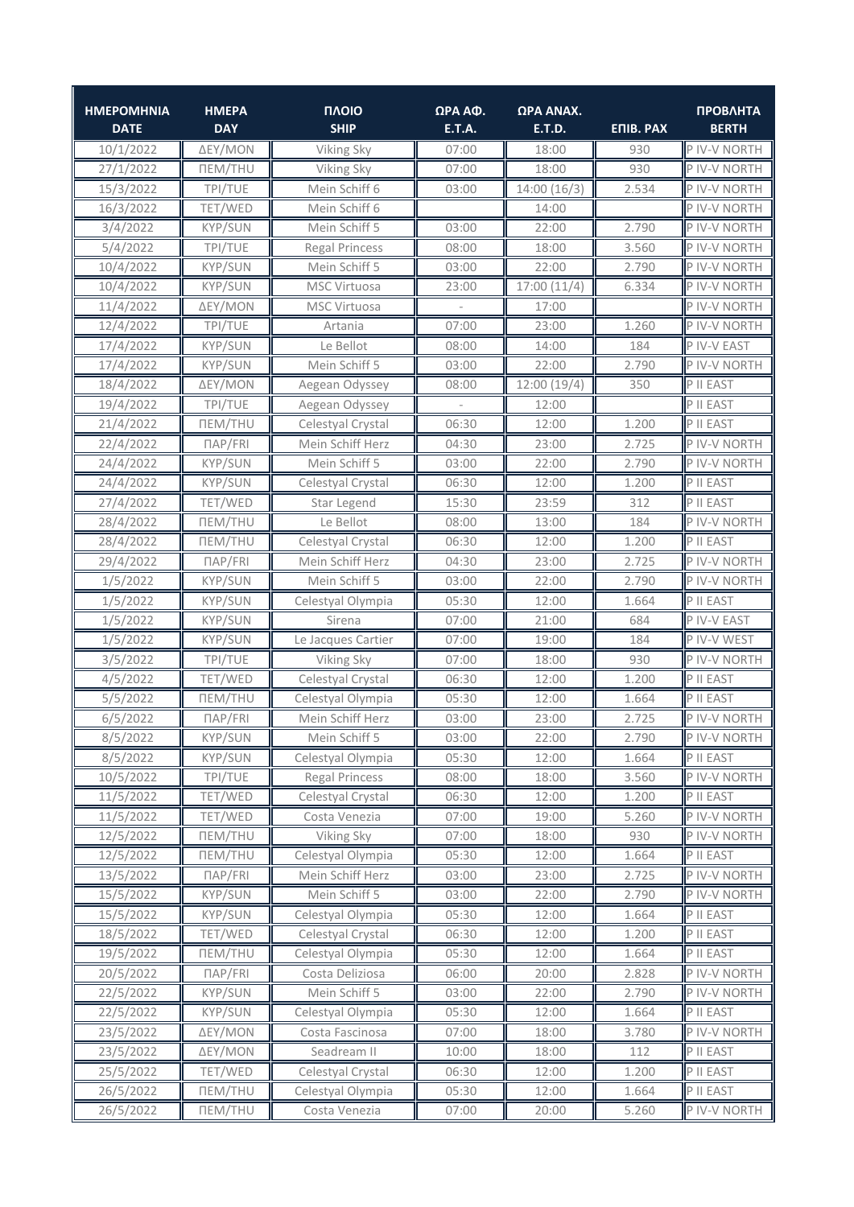| ΗΜΕΡΟΜΗΝΙΑ<br>DATE | ΗΜΕΡΑ<br>DAY | ΠΛΟΙΟ<br>SHIP | ΩΡΑ ΑΦ.<br>E.T.A. | ΩΡΑ ΑΝΑΧ.<br>E.T.D. | ΕΠΙΒ. ΡΑΧ | ΠΡΟΒΛΗΤΑ<br>BERTH |
|---|---|---|---|---|---|---|
| 10/1/2022 | ΔΕΥ/MON | Viking Sky | 07:00 | 18:00 | 930 | P IV-V NORTH |
| 27/1/2022 | ΠΕΜ/THU | Viking Sky | 07:00 | 18:00 | 930 | P IV-V NORTH |
| 15/3/2022 | ΤΡΙ/TUE | Mein Schiff 6 | 03:00 | 14:00 (16/3) | 2.534 | P IV-V NORTH |
| 16/3/2022 | ΤΕΤ/WED | Mein Schiff 6 | | 14:00 | | P IV-V NORTH |
| 3/4/2022 | ΚΥΡ/SUN | Mein Schiff 5 | 03:00 | 22:00 | 2.790 | P IV-V NORTH |
| 5/4/2022 | ΤΡΙ/TUE | Regal Princess | 08:00 | 18:00 | 3.560 | P IV-V NORTH |
| 10/4/2022 | ΚΥΡ/SUN | Mein Schiff 5 | 03:00 | 22:00 | 2.790 | P IV-V NORTH |
| 10/4/2022 | ΚΥΡ/SUN | MSC Virtuosa | 23:00 | 17:00 (11/4) | 6.334 | P IV-V NORTH |
| 11/4/2022 | ΔΕΥ/MON | MSC Virtuosa | - | 17:00 | | P IV-V NORTH |
| 12/4/2022 | ΤΡΙ/TUE | Artania | 07:00 | 23:00 | 1.260 | P IV-V NORTH |
| 17/4/2022 | ΚΥΡ/SUN | Le Bellot | 08:00 | 14:00 | 184 | P IV-V EAST |
| 17/4/2022 | ΚΥΡ/SUN | Mein Schiff 5 | 03:00 | 22:00 | 2.790 | P IV-V NORTH |
| 18/4/2022 | ΔΕΥ/MON | Aegean Odyssey | 08:00 | 12:00 (19/4) | 350 | P II EAST |
| 19/4/2022 | ΤΡΙ/TUE | Aegean Odyssey | - | 12:00 | | P II EAST |
| 21/4/2022 | ΠΕΜ/THU | Celestyal Crystal | 06:30 | 12:00 | 1.200 | P II EAST |
| 22/4/2022 | ΠΑΡ/FRI | Mein Schiff Herz | 04:30 | 23:00 | 2.725 | P IV-V NORTH |
| 24/4/2022 | ΚΥΡ/SUN | Mein Schiff 5 | 03:00 | 22:00 | 2.790 | P IV-V NORTH |
| 24/4/2022 | ΚΥΡ/SUN | Celestyal Crystal | 06:30 | 12:00 | 1.200 | P II EAST |
| 27/4/2022 | ΤΕΤ/WED | Star Legend | 15:30 | 23:59 | 312 | P II EAST |
| 28/4/2022 | ΠΕΜ/THU | Le Bellot | 08:00 | 13:00 | 184 | P IV-V NORTH |
| 28/4/2022 | ΠΕΜ/THU | Celestyal Crystal | 06:30 | 12:00 | 1.200 | P II EAST |
| 29/4/2022 | ΠΑΡ/FRI | Mein Schiff Herz | 04:30 | 23:00 | 2.725 | P IV-V NORTH |
| 1/5/2022 | ΚΥΡ/SUN | Mein Schiff 5 | 03:00 | 22:00 | 2.790 | P IV-V NORTH |
| 1/5/2022 | ΚΥΡ/SUN | Celestyal Olympia | 05:30 | 12:00 | 1.664 | P II EAST |
| 1/5/2022 | ΚΥΡ/SUN | Sirena | 07:00 | 21:00 | 684 | P IV-V EAST |
| 1/5/2022 | ΚΥΡ/SUN | Le Jacques Cartier | 07:00 | 19:00 | 184 | P IV-V WEST |
| 3/5/2022 | ΤΡΙ/TUE | Viking Sky | 07:00 | 18:00 | 930 | P IV-V NORTH |
| 4/5/2022 | ΤΕΤ/WED | Celestyal Crystal | 06:30 | 12:00 | 1.200 | P II EAST |
| 5/5/2022 | ΠΕΜ/THU | Celestyal Olympia | 05:30 | 12:00 | 1.664 | P II EAST |
| 6/5/2022 | ΠΑΡ/FRI | Mein Schiff Herz | 03:00 | 23:00 | 2.725 | P IV-V NORTH |
| 8/5/2022 | ΚΥΡ/SUN | Mein Schiff 5 | 03:00 | 22:00 | 2.790 | P IV-V NORTH |
| 8/5/2022 | ΚΥΡ/SUN | Celestyal Olympia | 05:30 | 12:00 | 1.664 | P II EAST |
| 10/5/2022 | ΤΡΙ/TUE | Regal Princess | 08:00 | 18:00 | 3.560 | P IV-V NORTH |
| 11/5/2022 | ΤΕΤ/WED | Celestyal Crystal | 06:30 | 12:00 | 1.200 | P II EAST |
| 11/5/2022 | ΤΕΤ/WED | Costa Venezia | 07:00 | 19:00 | 5.260 | P IV-V NORTH |
| 12/5/2022 | ΠΕΜ/THU | Viking Sky | 07:00 | 18:00 | 930 | P IV-V NORTH |
| 12/5/2022 | ΠΕΜ/THU | Celestyal Olympia | 05:30 | 12:00 | 1.664 | P II EAST |
| 13/5/2022 | ΠΑΡ/FRI | Mein Schiff Herz | 03:00 | 23:00 | 2.725 | P IV-V NORTH |
| 15/5/2022 | ΚΥΡ/SUN | Mein Schiff 5 | 03:00 | 22:00 | 2.790 | P IV-V NORTH |
| 15/5/2022 | ΚΥΡ/SUN | Celestyal Olympia | 05:30 | 12:00 | 1.664 | P II EAST |
| 18/5/2022 | ΤΕΤ/WED | Celestyal Crystal | 06:30 | 12:00 | 1.200 | P II EAST |
| 19/5/2022 | ΠΕΜ/THU | Celestyal Olympia | 05:30 | 12:00 | 1.664 | P II EAST |
| 20/5/2022 | ΠΑΡ/FRI | Costa Deliziosa | 06:00 | 20:00 | 2.828 | P IV-V NORTH |
| 22/5/2022 | ΚΥΡ/SUN | Mein Schiff 5 | 03:00 | 22:00 | 2.790 | P IV-V NORTH |
| 22/5/2022 | ΚΥΡ/SUN | Celestyal Olympia | 05:30 | 12:00 | 1.664 | P II EAST |
| 23/5/2022 | ΔΕΥ/MON | Costa Fascinosa | 07:00 | 18:00 | 3.780 | P IV-V NORTH |
| 23/5/2022 | ΔΕΥ/MON | Seadream II | 10:00 | 18:00 | 112 | P II EAST |
| 25/5/2022 | ΤΕΤ/WED | Celestyal Crystal | 06:30 | 12:00 | 1.200 | P II EAST |
| 26/5/2022 | ΠΕΜ/THU | Celestyal Olympia | 05:30 | 12:00 | 1.664 | P II EAST |
| 26/5/2022 | ΠΕΜ/THU | Costa Venezia | 07:00 | 20:00 | 5.260 | P IV-V NORTH |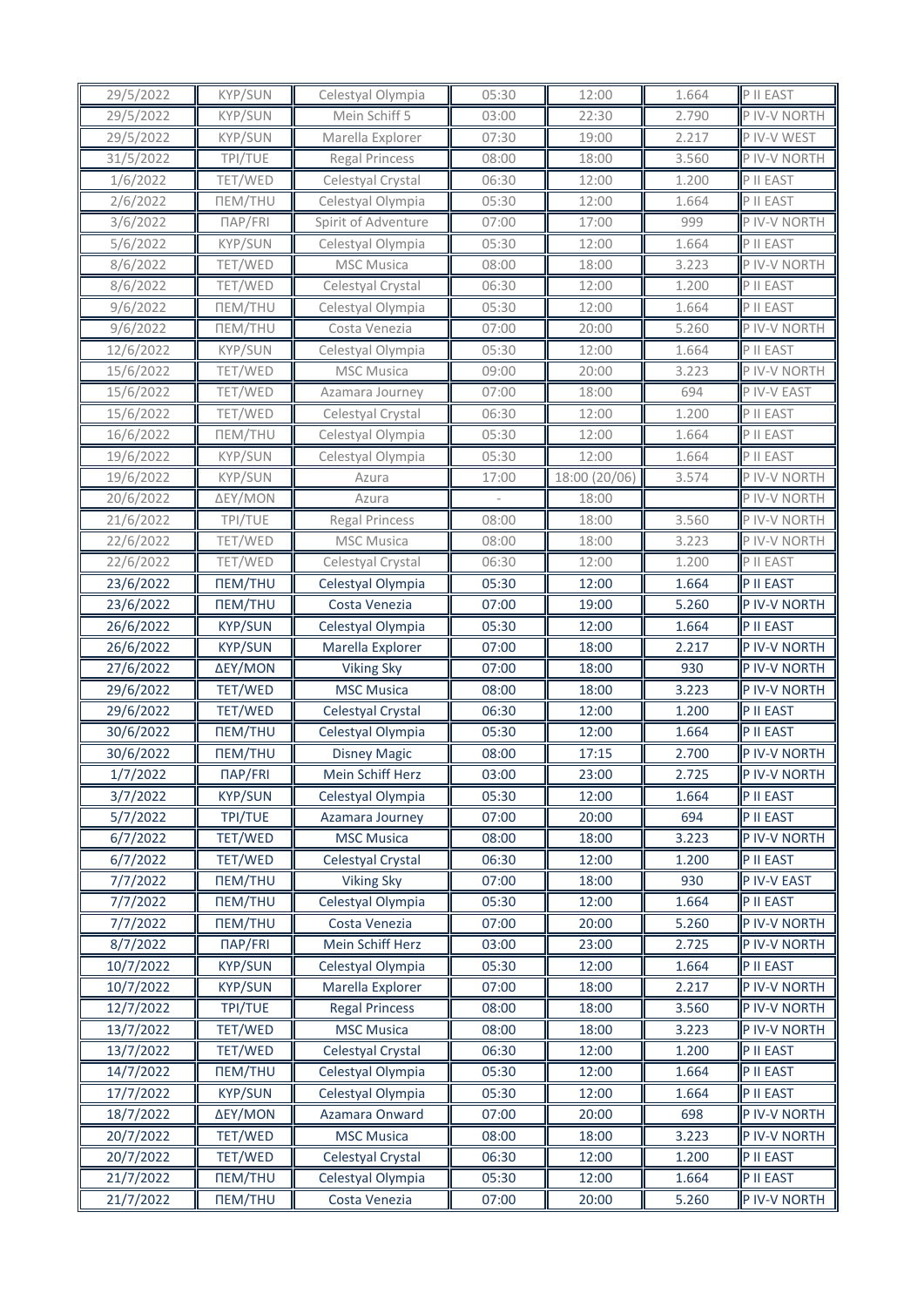| 29/5/2022 | ΚΥΡ/SUN | Celestyal Olympia | 05:30 | 12:00 | 1.664 | P II EAST |
|---|---|---|---|---|---|---|
| 29/5/2022 | ΚΥΡ/SUN | Mein Schiff 5 | 03:00 | 22:30 | 2.790 | P IV-V NORTH |
| 29/5/2022 | ΚΥΡ/SUN | Marella Explorer | 07:30 | 19:00 | 2.217 | P IV-V WEST |
| 31/5/2022 | ΤΡΙ/TUE | Regal Princess | 08:00 | 18:00 | 3.560 | P IV-V NORTH |
| 1/6/2022 | ΤΕΤ/WED | Celestyal Crystal | 06:30 | 12:00 | 1.200 | P II EAST |
| 2/6/2022 | ΠΕΜ/THU | Celestyal Olympia | 05:30 | 12:00 | 1.664 | P II EAST |
| 3/6/2022 | ΠΑΡ/FRI | Spirit of Adventure | 07:00 | 17:00 | 999 | P IV-V NORTH |
| 5/6/2022 | ΚΥΡ/SUN | Celestyal Olympia | 05:30 | 12:00 | 1.664 | P II EAST |
| 8/6/2022 | ΤΕΤ/WED | MSC Musica | 08:00 | 18:00 | 3.223 | P IV-V NORTH |
| 8/6/2022 | ΤΕΤ/WED | Celestyal Crystal | 06:30 | 12:00 | 1.200 | P II EAST |
| 9/6/2022 | ΠΕΜ/THU | Celestyal Olympia | 05:30 | 12:00 | 1.664 | P II EAST |
| 9/6/2022 | ΠΕΜ/THU | Costa Venezia | 07:00 | 20:00 | 5.260 | P IV-V NORTH |
| 12/6/2022 | ΚΥΡ/SUN | Celestyal Olympia | 05:30 | 12:00 | 1.664 | P II EAST |
| 15/6/2022 | ΤΕΤ/WED | MSC Musica | 09:00 | 20:00 | 3.223 | P IV-V NORTH |
| 15/6/2022 | ΤΕΤ/WED | Azamara Journey | 07:00 | 18:00 | 694 | P IV-V EAST |
| 15/6/2022 | ΤΕΤ/WED | Celestyal Crystal | 06:30 | 12:00 | 1.200 | P II EAST |
| 16/6/2022 | ΠΕΜ/THU | Celestyal Olympia | 05:30 | 12:00 | 1.664 | P II EAST |
| 19/6/2022 | ΚΥΡ/SUN | Celestyal Olympia | 05:30 | 12:00 | 1.664 | P II EAST |
| 19/6/2022 | ΚΥΡ/SUN | Azura | 17:00 | 18:00 (20/06) | 3.574 | P IV-V NORTH |
| 20/6/2022 | ΔΕΥ/MON | Azura | - | 18:00 | | P IV-V NORTH |
| 21/6/2022 | ΤΡΙ/TUE | Regal Princess | 08:00 | 18:00 | 3.560 | P IV-V NORTH |
| 22/6/2022 | ΤΕΤ/WED | MSC Musica | 08:00 | 18:00 | 3.223 | P IV-V NORTH |
| 22/6/2022 | ΤΕΤ/WED | Celestyal Crystal | 06:30 | 12:00 | 1.200 | P II EAST |
| 23/6/2022 | ΠΕΜ/THU | Celestyal Olympia | 05:30 | 12:00 | 1.664 | P II EAST |
| 23/6/2022 | ΠΕΜ/THU | Costa Venezia | 07:00 | 19:00 | 5.260 | P IV-V NORTH |
| 26/6/2022 | ΚΥΡ/SUN | Celestyal Olympia | 05:30 | 12:00 | 1.664 | P II EAST |
| 26/6/2022 | ΚΥΡ/SUN | Marella Explorer | 07:00 | 18:00 | 2.217 | P IV-V NORTH |
| 27/6/2022 | ΔΕΥ/MON | Viking Sky | 07:00 | 18:00 | 930 | P IV-V NORTH |
| 29/6/2022 | ΤΕΤ/WED | MSC Musica | 08:00 | 18:00 | 3.223 | P IV-V NORTH |
| 29/6/2022 | ΤΕΤ/WED | Celestyal Crystal | 06:30 | 12:00 | 1.200 | P II EAST |
| 30/6/2022 | ΠΕΜ/THU | Celestyal Olympia | 05:30 | 12:00 | 1.664 | P II EAST |
| 30/6/2022 | ΠΕΜ/THU | Disney Magic | 08:00 | 17:15 | 2.700 | P IV-V NORTH |
| 1/7/2022 | ΠΑΡ/FRI | Mein Schiff Herz | 03:00 | 23:00 | 2.725 | P IV-V NORTH |
| 3/7/2022 | ΚΥΡ/SUN | Celestyal Olympia | 05:30 | 12:00 | 1.664 | P II EAST |
| 5/7/2022 | ΤΡΙ/TUE | Azamara Journey | 07:00 | 20:00 | 694 | P II EAST |
| 6/7/2022 | ΤΕΤ/WED | MSC Musica | 08:00 | 18:00 | 3.223 | P IV-V NORTH |
| 6/7/2022 | ΤΕΤ/WED | Celestyal Crystal | 06:30 | 12:00 | 1.200 | P II EAST |
| 7/7/2022 | ΠΕΜ/THU | Viking Sky | 07:00 | 18:00 | 930 | P IV-V EAST |
| 7/7/2022 | ΠΕΜ/THU | Celestyal Olympia | 05:30 | 12:00 | 1.664 | P II EAST |
| 7/7/2022 | ΠΕΜ/THU | Costa Venezia | 07:00 | 20:00 | 5.260 | P IV-V NORTH |
| 8/7/2022 | ΠΑΡ/FRI | Mein Schiff Herz | 03:00 | 23:00 | 2.725 | P IV-V NORTH |
| 10/7/2022 | ΚΥΡ/SUN | Celestyal Olympia | 05:30 | 12:00 | 1.664 | P II EAST |
| 10/7/2022 | ΚΥΡ/SUN | Marella Explorer | 07:00 | 18:00 | 2.217 | P IV-V NORTH |
| 12/7/2022 | ΤΡΙ/TUE | Regal Princess | 08:00 | 18:00 | 3.560 | P IV-V NORTH |
| 13/7/2022 | ΤΕΤ/WED | MSC Musica | 08:00 | 18:00 | 3.223 | P IV-V NORTH |
| 13/7/2022 | ΤΕΤ/WED | Celestyal Crystal | 06:30 | 12:00 | 1.200 | P II EAST |
| 14/7/2022 | ΠΕΜ/THU | Celestyal Olympia | 05:30 | 12:00 | 1.664 | P II EAST |
| 17/7/2022 | ΚΥΡ/SUN | Celestyal Olympia | 05:30 | 12:00 | 1.664 | P II EAST |
| 18/7/2022 | ΔΕΥ/MON | Azamara Onward | 07:00 | 20:00 | 698 | P IV-V NORTH |
| 20/7/2022 | ΤΕΤ/WED | MSC Musica | 08:00 | 18:00 | 3.223 | P IV-V NORTH |
| 20/7/2022 | ΤΕΤ/WED | Celestyal Crystal | 06:30 | 12:00 | 1.200 | P II EAST |
| 21/7/2022 | ΠΕΜ/THU | Celestyal Olympia | 05:30 | 12:00 | 1.664 | P II EAST |
| 21/7/2022 | ΠΕΜ/THU | Costa Venezia | 07:00 | 20:00 | 5.260 | P IV-V NORTH |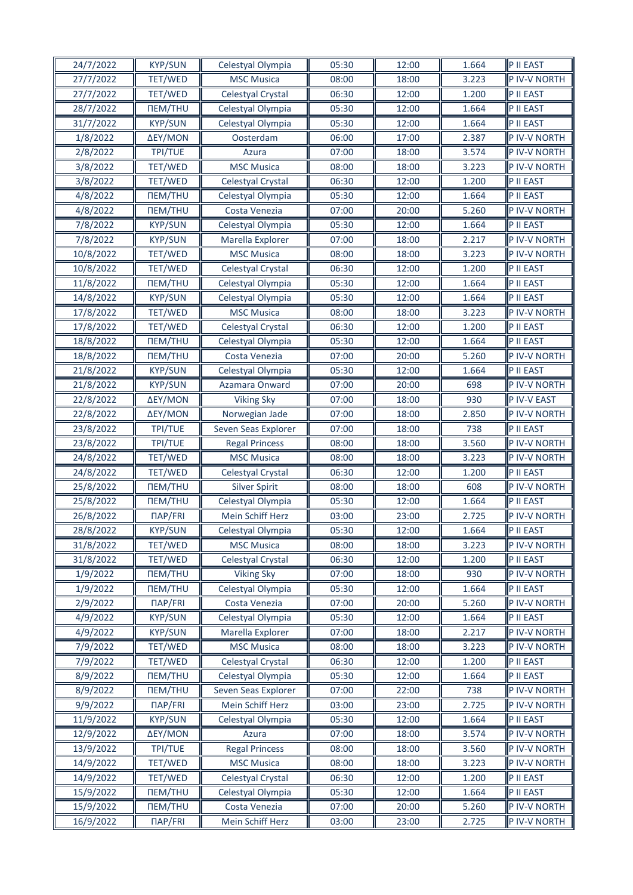| 24/7/2022 | ΚΥΡ/SUN | Celestyal Olympia | 05:30 | 12:00 | 1.664 | P II EAST |
|---|---|---|---|---|---|---|
| 27/7/2022 | ΤΕΤ/WED | MSC Musica | 08:00 | 18:00 | 3.223 | P IV-V NORTH |
| 27/7/2022 | ΤΕΤ/WED | Celestyal Crystal | 06:30 | 12:00 | 1.200 | P II EAST |
| 28/7/2022 | ΠΕΜ/THU | Celestyal Olympia | 05:30 | 12:00 | 1.664 | P II EAST |
| 31/7/2022 | ΚΥΡ/SUN | Celestyal Olympia | 05:30 | 12:00 | 1.664 | P II EAST |
| 1/8/2022 | ΔΕΥ/MON | Oosterdam | 06:00 | 17:00 | 2.387 | P IV-V NORTH |
| 2/8/2022 | ΤΡΙ/TUE | Azura | 07:00 | 18:00 | 3.574 | P IV-V NORTH |
| 3/8/2022 | ΤΕΤ/WED | MSC Musica | 08:00 | 18:00 | 3.223 | P IV-V NORTH |
| 3/8/2022 | ΤΕΤ/WED | Celestyal Crystal | 06:30 | 12:00 | 1.200 | P II EAST |
| 4/8/2022 | ΠΕΜ/THU | Celestyal Olympia | 05:30 | 12:00 | 1.664 | P II EAST |
| 4/8/2022 | ΠΕΜ/THU | Costa Venezia | 07:00 | 20:00 | 5.260 | P IV-V NORTH |
| 7/8/2022 | ΚΥΡ/SUN | Celestyal Olympia | 05:30 | 12:00 | 1.664 | P II EAST |
| 7/8/2022 | ΚΥΡ/SUN | Marella Explorer | 07:00 | 18:00 | 2.217 | P IV-V NORTH |
| 10/8/2022 | ΤΕΤ/WED | MSC Musica | 08:00 | 18:00 | 3.223 | P IV-V NORTH |
| 10/8/2022 | ΤΕΤ/WED | Celestyal Crystal | 06:30 | 12:00 | 1.200 | P II EAST |
| 11/8/2022 | ΠΕΜ/THU | Celestyal Olympia | 05:30 | 12:00 | 1.664 | P II EAST |
| 14/8/2022 | ΚΥΡ/SUN | Celestyal Olympia | 05:30 | 12:00 | 1.664 | P II EAST |
| 17/8/2022 | ΤΕΤ/WED | MSC Musica | 08:00 | 18:00 | 3.223 | P IV-V NORTH |
| 17/8/2022 | ΤΕΤ/WED | Celestyal Crystal | 06:30 | 12:00 | 1.200 | P II EAST |
| 18/8/2022 | ΠΕΜ/THU | Celestyal Olympia | 05:30 | 12:00 | 1.664 | P II EAST |
| 18/8/2022 | ΠΕΜ/THU | Costa Venezia | 07:00 | 20:00 | 5.260 | P IV-V NORTH |
| 21/8/2022 | ΚΥΡ/SUN | Celestyal Olympia | 05:30 | 12:00 | 1.664 | P II EAST |
| 21/8/2022 | ΚΥΡ/SUN | Azamara Onward | 07:00 | 20:00 | 698 | P IV-V NORTH |
| 22/8/2022 | ΔΕΥ/MON | Viking Sky | 07:00 | 18:00 | 930 | P IV-V EAST |
| 22/8/2022 | ΔΕΥ/MON | Norwegian Jade | 07:00 | 18:00 | 2.850 | P IV-V NORTH |
| 23/8/2022 | ΤΡΙ/TUE | Seven Seas Explorer | 07:00 | 18:00 | 738 | P II EAST |
| 23/8/2022 | ΤΡΙ/TUE | Regal Princess | 08:00 | 18:00 | 3.560 | P IV-V NORTH |
| 24/8/2022 | ΤΕΤ/WED | MSC Musica | 08:00 | 18:00 | 3.223 | P IV-V NORTH |
| 24/8/2022 | ΤΕΤ/WED | Celestyal Crystal | 06:30 | 12:00 | 1.200 | P II EAST |
| 25/8/2022 | ΠΕΜ/THU | Silver Spirit | 08:00 | 18:00 | 608 | P IV-V NORTH |
| 25/8/2022 | ΠΕΜ/THU | Celestyal Olympia | 05:30 | 12:00 | 1.664 | P II EAST |
| 26/8/2022 | ΠΑΡ/FRI | Mein Schiff Herz | 03:00 | 23:00 | 2.725 | P IV-V NORTH |
| 28/8/2022 | ΚΥΡ/SUN | Celestyal Olympia | 05:30 | 12:00 | 1.664 | P II EAST |
| 31/8/2022 | ΤΕΤ/WED | MSC Musica | 08:00 | 18:00 | 3.223 | P IV-V NORTH |
| 31/8/2022 | ΤΕΤ/WED | Celestyal Crystal | 06:30 | 12:00 | 1.200 | P II EAST |
| 1/9/2022 | ΠΕΜ/THU | Viking Sky | 07:00 | 18:00 | 930 | P IV-V NORTH |
| 1/9/2022 | ΠΕΜ/THU | Celestyal Olympia | 05:30 | 12:00 | 1.664 | P II EAST |
| 2/9/2022 | ΠΑΡ/FRI | Costa Venezia | 07:00 | 20:00 | 5.260 | P IV-V NORTH |
| 4/9/2022 | ΚΥΡ/SUN | Celestyal Olympia | 05:30 | 12:00 | 1.664 | P II EAST |
| 4/9/2022 | ΚΥΡ/SUN | Marella Explorer | 07:00 | 18:00 | 2.217 | P IV-V NORTH |
| 7/9/2022 | ΤΕΤ/WED | MSC Musica | 08:00 | 18:00 | 3.223 | P IV-V NORTH |
| 7/9/2022 | ΤΕΤ/WED | Celestyal Crystal | 06:30 | 12:00 | 1.200 | P II EAST |
| 8/9/2022 | ΠΕΜ/THU | Celestyal Olympia | 05:30 | 12:00 | 1.664 | P II EAST |
| 8/9/2022 | ΠΕΜ/THU | Seven Seas Explorer | 07:00 | 22:00 | 738 | P IV-V NORTH |
| 9/9/2022 | ΠΑΡ/FRI | Mein Schiff Herz | 03:00 | 23:00 | 2.725 | P IV-V NORTH |
| 11/9/2022 | ΚΥΡ/SUN | Celestyal Olympia | 05:30 | 12:00 | 1.664 | P II EAST |
| 12/9/2022 | ΔΕΥ/MON | Azura | 07:00 | 18:00 | 3.574 | P IV-V NORTH |
| 13/9/2022 | ΤΡΙ/TUE | Regal Princess | 08:00 | 18:00 | 3.560 | P IV-V NORTH |
| 14/9/2022 | ΤΕΤ/WED | MSC Musica | 08:00 | 18:00 | 3.223 | P IV-V NORTH |
| 14/9/2022 | ΤΕΤ/WED | Celestyal Crystal | 06:30 | 12:00 | 1.200 | P II EAST |
| 15/9/2022 | ΠΕΜ/THU | Celestyal Olympia | 05:30 | 12:00 | 1.664 | P II EAST |
| 15/9/2022 | ΠΕΜ/THU | Costa Venezia | 07:00 | 20:00 | 5.260 | P IV-V NORTH |
| 16/9/2022 | ΠΑΡ/FRI | Mein Schiff Herz | 03:00 | 23:00 | 2.725 | P IV-V NORTH |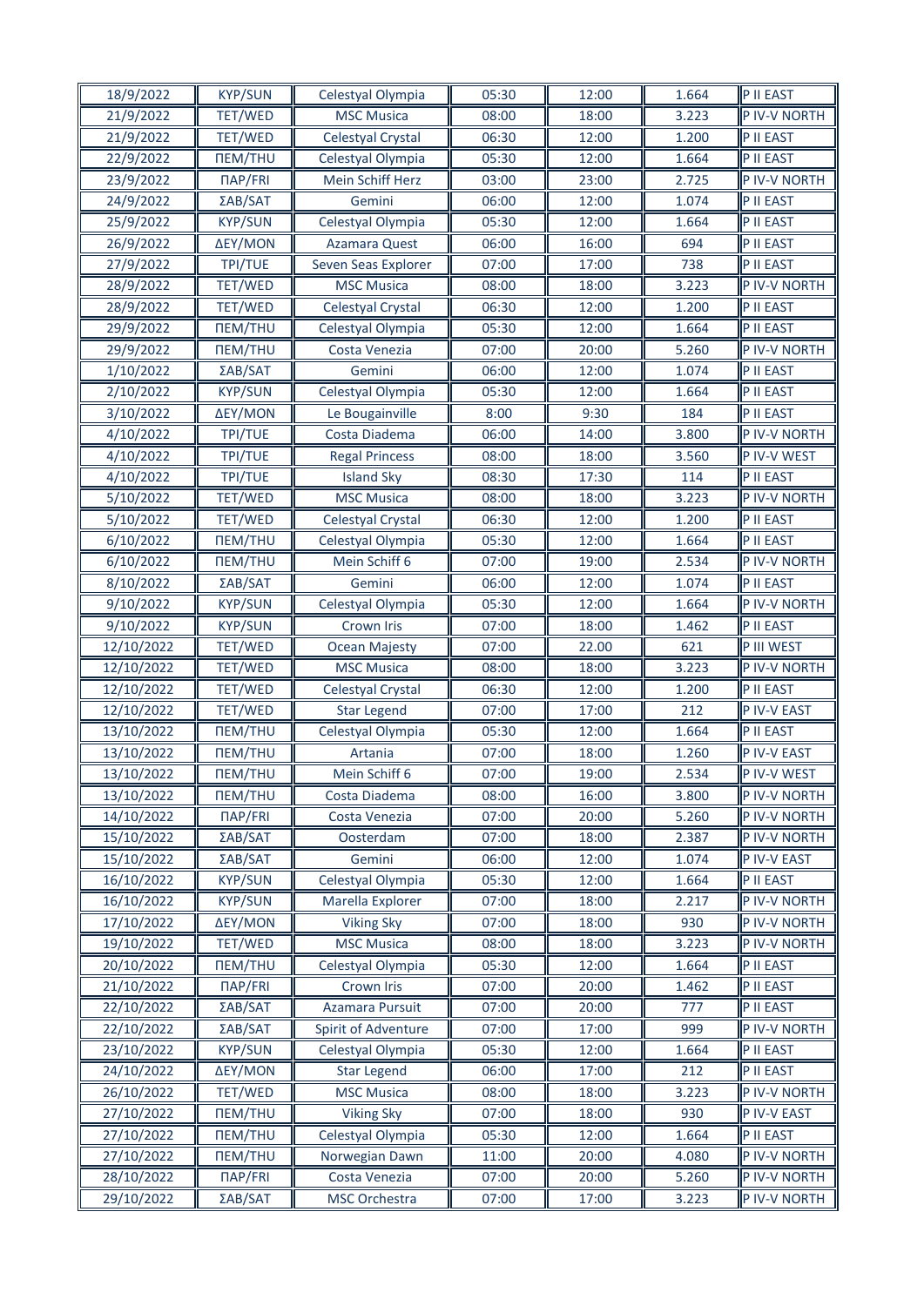| 18/9/2022 | ΚΥΡ/SUN | Celestyal Olympia | 05:30 | 12:00 | 1.664 | P II EAST |
|---|---|---|---|---|---|---|
| 21/9/2022 | ΤΕΤ/WED | MSC Musica | 08:00 | 18:00 | 3.223 | P IV-V NORTH |
| 21/9/2022 | ΤΕΤ/WED | Celestyal Crystal | 06:30 | 12:00 | 1.200 | P II EAST |
| 22/9/2022 | ΠΕΜ/THU | Celestyal Olympia | 05:30 | 12:00 | 1.664 | P II EAST |
| 23/9/2022 | ΠΑΡ/FRI | Mein Schiff Herz | 03:00 | 23:00 | 2.725 | P IV-V NORTH |
| 24/9/2022 | ΣΑΒ/SAT | Gemini | 06:00 | 12:00 | 1.074 | P II EAST |
| 25/9/2022 | ΚΥΡ/SUN | Celestyal Olympia | 05:30 | 12:00 | 1.664 | P II EAST |
| 26/9/2022 | ΔΕΥ/MON | Azamara Quest | 06:00 | 16:00 | 694 | P II EAST |
| 27/9/2022 | ΤΡΙ/TUE | Seven Seas Explorer | 07:00 | 17:00 | 738 | P II EAST |
| 28/9/2022 | ΤΕΤ/WED | MSC Musica | 08:00 | 18:00 | 3.223 | P IV-V NORTH |
| 28/9/2022 | ΤΕΤ/WED | Celestyal Crystal | 06:30 | 12:00 | 1.200 | P II EAST |
| 29/9/2022 | ΠΕΜ/THU | Celestyal Olympia | 05:30 | 12:00 | 1.664 | P II EAST |
| 29/9/2022 | ΠΕΜ/THU | Costa Venezia | 07:00 | 20:00 | 5.260 | P IV-V NORTH |
| 1/10/2022 | ΣΑΒ/SAT | Gemini | 06:00 | 12:00 | 1.074 | P II EAST |
| 2/10/2022 | ΚΥΡ/SUN | Celestyal Olympia | 05:30 | 12:00 | 1.664 | P II EAST |
| 3/10/2022 | ΔΕΥ/MON | Le Bougainville | 8:00 | 9:30 | 184 | P II EAST |
| 4/10/2022 | ΤΡΙ/TUE | Costa Diadema | 06:00 | 14:00 | 3.800 | P IV-V NORTH |
| 4/10/2022 | ΤΡΙ/TUE | Regal Princess | 08:00 | 18:00 | 3.560 | P IV-V WEST |
| 4/10/2022 | ΤΡΙ/TUE | Island Sky | 08:30 | 17:30 | 114 | P II EAST |
| 5/10/2022 | ΤΕΤ/WED | MSC Musica | 08:00 | 18:00 | 3.223 | P IV-V NORTH |
| 5/10/2022 | ΤΕΤ/WED | Celestyal Crystal | 06:30 | 12:00 | 1.200 | P II EAST |
| 6/10/2022 | ΠΕΜ/THU | Celestyal Olympia | 05:30 | 12:00 | 1.664 | P II EAST |
| 6/10/2022 | ΠΕΜ/THU | Mein Schiff 6 | 07:00 | 19:00 | 2.534 | P IV-V NORTH |
| 8/10/2022 | ΣΑΒ/SAT | Gemini | 06:00 | 12:00 | 1.074 | P II EAST |
| 9/10/2022 | ΚΥΡ/SUN | Celestyal Olympia | 05:30 | 12:00 | 1.664 | P IV-V NORTH |
| 9/10/2022 | ΚΥΡ/SUN | Crown Iris | 07:00 | 18:00 | 1.462 | P II EAST |
| 12/10/2022 | ΤΕΤ/WED | Ocean Majesty | 07:00 | 22.00 | 621 | P III WEST |
| 12/10/2022 | ΤΕΤ/WED | MSC Musica | 08:00 | 18:00 | 3.223 | P IV-V NORTH |
| 12/10/2022 | ΤΕΤ/WED | Celestyal Crystal | 06:30 | 12:00 | 1.200 | P II EAST |
| 12/10/2022 | ΤΕΤ/WED | Star Legend | 07:00 | 17:00 | 212 | P IV-V EAST |
| 13/10/2022 | ΠΕΜ/THU | Celestyal Olympia | 05:30 | 12:00 | 1.664 | P II EAST |
| 13/10/2022 | ΠΕΜ/THU | Artania | 07:00 | 18:00 | 1.260 | P IV-V EAST |
| 13/10/2022 | ΠΕΜ/THU | Mein Schiff 6 | 07:00 | 19:00 | 2.534 | P IV-V WEST |
| 13/10/2022 | ΠΕΜ/THU | Costa Diadema | 08:00 | 16:00 | 3.800 | P IV-V NORTH |
| 14/10/2022 | ΠΑΡ/FRI | Costa Venezia | 07:00 | 20:00 | 5.260 | P IV-V NORTH |
| 15/10/2022 | ΣΑΒ/SAT | Oosterdam | 07:00 | 18:00 | 2.387 | P IV-V NORTH |
| 15/10/2022 | ΣΑΒ/SAT | Gemini | 06:00 | 12:00 | 1.074 | P IV-V EAST |
| 16/10/2022 | ΚΥΡ/SUN | Celestyal Olympia | 05:30 | 12:00 | 1.664 | P II EAST |
| 16/10/2022 | ΚΥΡ/SUN | Marella Explorer | 07:00 | 18:00 | 2.217 | P IV-V NORTH |
| 17/10/2022 | ΔΕΥ/MON | Viking Sky | 07:00 | 18:00 | 930 | P IV-V NORTH |
| 19/10/2022 | ΤΕΤ/WED | MSC Musica | 08:00 | 18:00 | 3.223 | P IV-V NORTH |
| 20/10/2022 | ΠΕΜ/THU | Celestyal Olympia | 05:30 | 12:00 | 1.664 | P II EAST |
| 21/10/2022 | ΠΑΡ/FRI | Crown Iris | 07:00 | 20:00 | 1.462 | P II EAST |
| 22/10/2022 | ΣΑΒ/SAT | Azamara Pursuit | 07:00 | 20:00 | 777 | P II EAST |
| 22/10/2022 | ΣΑΒ/SAT | Spirit of Adventure | 07:00 | 17:00 | 999 | P IV-V NORTH |
| 23/10/2022 | ΚΥΡ/SUN | Celestyal Olympia | 05:30 | 12:00 | 1.664 | P II EAST |
| 24/10/2022 | ΔΕΥ/MON | Star Legend | 06:00 | 17:00 | 212 | P II EAST |
| 26/10/2022 | ΤΕΤ/WED | MSC Musica | 08:00 | 18:00 | 3.223 | P IV-V NORTH |
| 27/10/2022 | ΠΕΜ/THU | Viking Sky | 07:00 | 18:00 | 930 | P IV-V EAST |
| 27/10/2022 | ΠΕΜ/THU | Celestyal Olympia | 05:30 | 12:00 | 1.664 | P II EAST |
| 27/10/2022 | ΠΕΜ/THU | Norwegian Dawn | 11:00 | 20:00 | 4.080 | P IV-V NORTH |
| 28/10/2022 | ΠΑΡ/FRI | Costa Venezia | 07:00 | 20:00 | 5.260 | P IV-V NORTH |
| 29/10/2022 | ΣΑΒ/SAT | MSC Orchestra | 07:00 | 17:00 | 3.223 | P IV-V NORTH |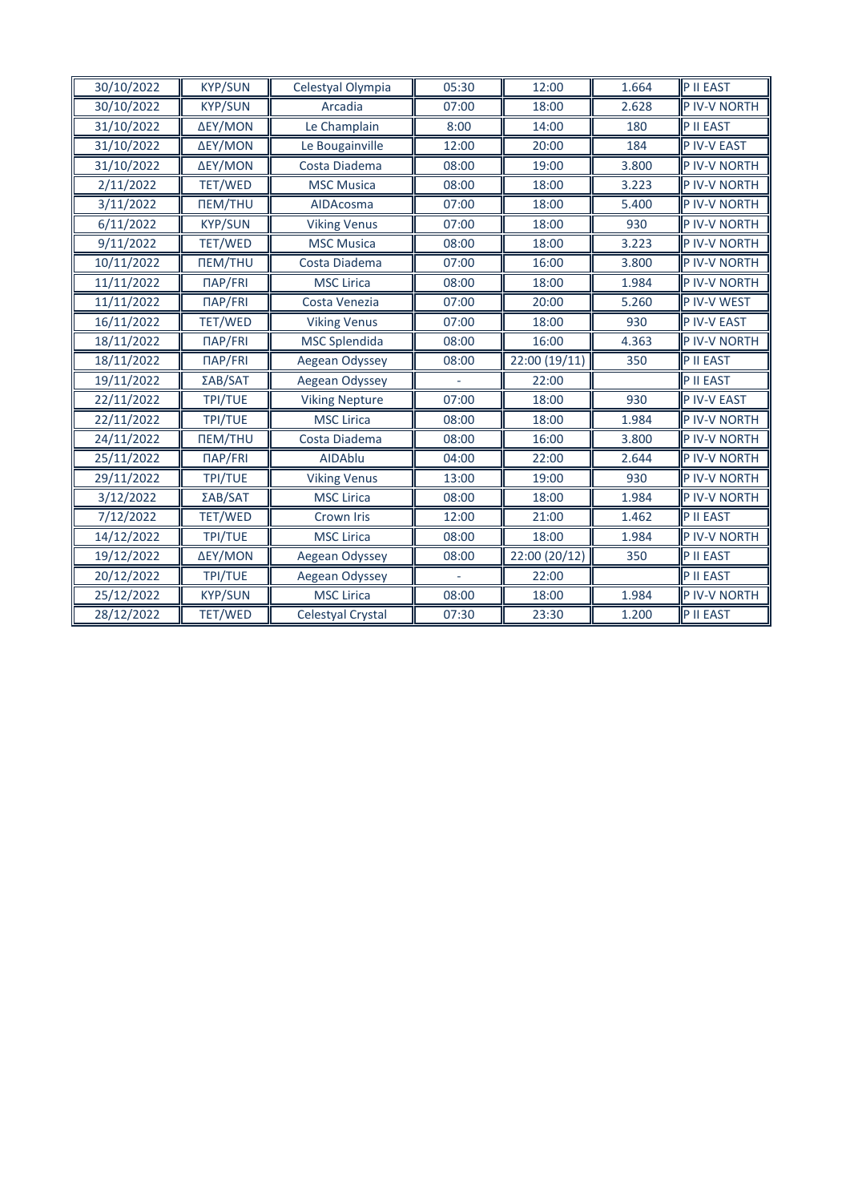| | | | | | | |
|---|---|---|---|---|---|---|
| 30/10/2022 | ΚΥΡ/SUN | Celestyal Olympia | 05:30 | 12:00 | 1.664 | P II EAST |
| 30/10/2022 | ΚΥΡ/SUN | Arcadia | 07:00 | 18:00 | 2.628 | P IV-V NORTH |
| 31/10/2022 | ΔΕΥ/MON | Le Champlain | 8:00 | 14:00 | 180 | P II EAST |
| 31/10/2022 | ΔΕΥ/MON | Le Bougainville | 12:00 | 20:00 | 184 | P IV-V EAST |
| 31/10/2022 | ΔΕΥ/MON | Costa Diadema | 08:00 | 19:00 | 3.800 | P IV-V NORTH |
| 2/11/2022 | ΤΕΤ/WED | MSC Musica | 08:00 | 18:00 | 3.223 | P IV-V NORTH |
| 3/11/2022 | ΠΕΜ/THU | AIDAcosma | 07:00 | 18:00 | 5.400 | P IV-V NORTH |
| 6/11/2022 | ΚΥΡ/SUN | Viking Venus | 07:00 | 18:00 | 930 | P IV-V NORTH |
| 9/11/2022 | ΤΕΤ/WED | MSC Musica | 08:00 | 18:00 | 3.223 | P IV-V NORTH |
| 10/11/2022 | ΠΕΜ/THU | Costa Diadema | 07:00 | 16:00 | 3.800 | P IV-V NORTH |
| 11/11/2022 | ΠΑΡ/FRI | MSC Lirica | 08:00 | 18:00 | 1.984 | P IV-V NORTH |
| 11/11/2022 | ΠΑΡ/FRI | Costa Venezia | 07:00 | 20:00 | 5.260 | P IV-V WEST |
| 16/11/2022 | ΤΕΤ/WED | Viking Venus | 07:00 | 18:00 | 930 | P IV-V EAST |
| 18/11/2022 | ΠΑΡ/FRI | MSC Splendida | 08:00 | 16:00 | 4.363 | P IV-V NORTH |
| 18/11/2022 | ΠΑΡ/FRI | Aegean Odyssey | 08:00 | 22:00 (19/11) | 350 | P II EAST |
| 19/11/2022 | ΣΑΒ/SAT | Aegean Odyssey | - | 22:00 | | P II EAST |
| 22/11/2022 | ΤΡΙ/TUE | Viking Nepture | 07:00 | 18:00 | 930 | P IV-V EAST |
| 22/11/2022 | ΤΡΙ/TUE | MSC Lirica | 08:00 | 18:00 | 1.984 | P IV-V NORTH |
| 24/11/2022 | ΠΕΜ/THU | Costa Diadema | 08:00 | 16:00 | 3.800 | P IV-V NORTH |
| 25/11/2022 | ΠΑΡ/FRI | AIDAblu | 04:00 | 22:00 | 2.644 | P IV-V NORTH |
| 29/11/2022 | ΤΡΙ/TUE | Viking Venus | 13:00 | 19:00 | 930 | P IV-V NORTH |
| 3/12/2022 | ΣΑΒ/SAT | MSC Lirica | 08:00 | 18:00 | 1.984 | P IV-V NORTH |
| 7/12/2022 | ΤΕΤ/WED | Crown Iris | 12:00 | 21:00 | 1.462 | P II EAST |
| 14/12/2022 | ΤΡΙ/TUE | MSC Lirica | 08:00 | 18:00 | 1.984 | P IV-V NORTH |
| 19/12/2022 | ΔΕΥ/MON | Aegean Odyssey | 08:00 | 22:00 (20/12) | 350 | P II EAST |
| 20/12/2022 | ΤΡΙ/TUE | Aegean Odyssey | - | 22:00 | | P II EAST |
| 25/12/2022 | ΚΥΡ/SUN | MSC Lirica | 08:00 | 18:00 | 1.984 | P IV-V NORTH |
| 28/12/2022 | ΤΕΤ/WED | Celestyal Crystal | 07:30 | 23:30 | 1.200 | P II EAST |